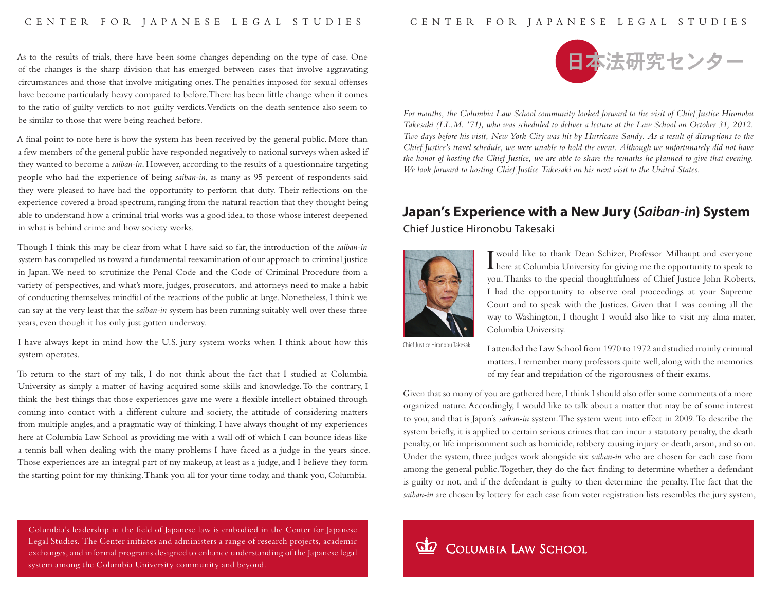日本法研究センター

*For months, the Columbia Law School community looked forward to the visit of Chief Justice Hironobu Takesaki (LL.M. '71), who was scheduled to deliver a lecture at the Law School on October 31, 2012. Two days before his visit, New York City was hit by Hurricane Sandy. As a result of disruptions to the Chief Justice's travel schedule, we were unable to hold the event. Although we unfortunately did not have the honor of hosting the Chief Justice, we are able to share the remarks he planned to give that evening. We look forward to hosting Chief Justice Takesaki on his next visit to the United States.*

## Japan's Experience with a New Jury (*Saiban-in*) System

Chief Justice Hironobu Takesaki

Chief Justice Hironobu Takesaki

I would like to thank Dean Schizer, Professor Milhaupt and everyone here at Columbia University for giving me the opportunity to speak to you. Thanks to the special thoughtfulness of Chief Justice John Roberts, I had the opportunity to observe oral proceedings at your Supreme Court and to speak with the Justices. Given that I was coming all the way to Washington, I thought I would also like to visit my alma mater, Columbia University.

I attended the Law School from 1970 to 1972 and studied mainly criminal matters. I remember many professors quite well, along with the memories of my fear and trepidation of the rigorousness of their exams.

Given that so many of you are gathered here, I think I should also offer some comments of a more organized nature. Accordingly, I would like to talk about a matter that may be of some interest to you, and that is Japan's *saiban-in* system. The system went into effect in 2009. To describe the system briefly, it is applied to certain serious crimes that can incur a statutory penalty, the death penalty, or life imprisonment such as homicide, robbery causing injury or death, arson, and so on. Under the system, three judges work alongside six *saiban-in* who are chosen for each case from among the general public. Together, they do the fact-finding to determine whether a defendant is guilty or not, and if the defendant is guilty to then determine the penalty. The fact that the *saiban-in* are chosen by lottery for each case from voter registration lists resembles the jury system,

As to the results of trials, there have been some changes depending on the type of case. One of the changes is the sharp division that has emerged between cases that involve aggravating circumstances and those that involve mitigating ones. The penalties imposed for sexual offenses have become particularly heavy compared to before. There has been little change when it comes to the ratio of guilty verdicts to not-guilty verdicts. Verdicts on the death sentence also seem to be similar to those that were being reached before.

A final point to note here is how the system has been received by the general public. More than a few members of the general public have responded negatively to national surveys when asked if they wanted to become a *saiban-in*. However, according to the results of a questionnaire targeting people who had the experience of being *saiban-in*, as many as 95 percent of respondents said they were pleased to have had the opportunity to perform that duty. Their reflections on the experience covered a broad spectrum, ranging from the natural reaction that they thought being able to understand how a criminal trial works was a good idea, to those whose interest deepened in what is behind crime and how society works.

Though I think this may be clear from what I have said so far, the introduction of the *saiban-in* system has compelled us toward a fundamental reexamination of our approach to criminal justice in Japan. We need to scrutinize the Penal Code and the Code of Criminal Procedure from a variety of perspectives, and what's more, judges, prosecutors, and attorneys need to make a habit of conducting themselves mindful of the reactions of the public at large. Nonetheless, I think we can say at the very least that the *saiban-in* system has been running suitably well over these three years, even though it has only just gotten underway.

I have always kept in mind how the U.S. jury system works when I think about how this system operates.

To return to the start of my talk, I do not think about the fact that I studied at Columbia University as simply a matter of having acquired some skills and knowledge. To the contrary, I think the best things that those experiences gave me were a flexible intellect obtained through coming into contact with a different culture and society, the attitude of considering matters from multiple angles, and a pragmatic way of thinking. I have always thought of my experiences here at Columbia Law School as providing me with a wall off of which I can bounce ideas like a tennis ball when dealing with the many problems I have faced as a judge in the years since. Those experiences are an integral part of my makeup, at least as a judge, and I believe they form the starting point for my thinking. Thank you all for your time today, and thank you, Columbia.

Columbia's leadership in the field of Japanese law is embodied in the Center for Japanese Legal Studies. The Center initiates and administers a range of research projects, academic exchanges, and informal programs designed to enhance understanding of the Japanese legal system among the Columbia University community and beyond.

Columbia Law School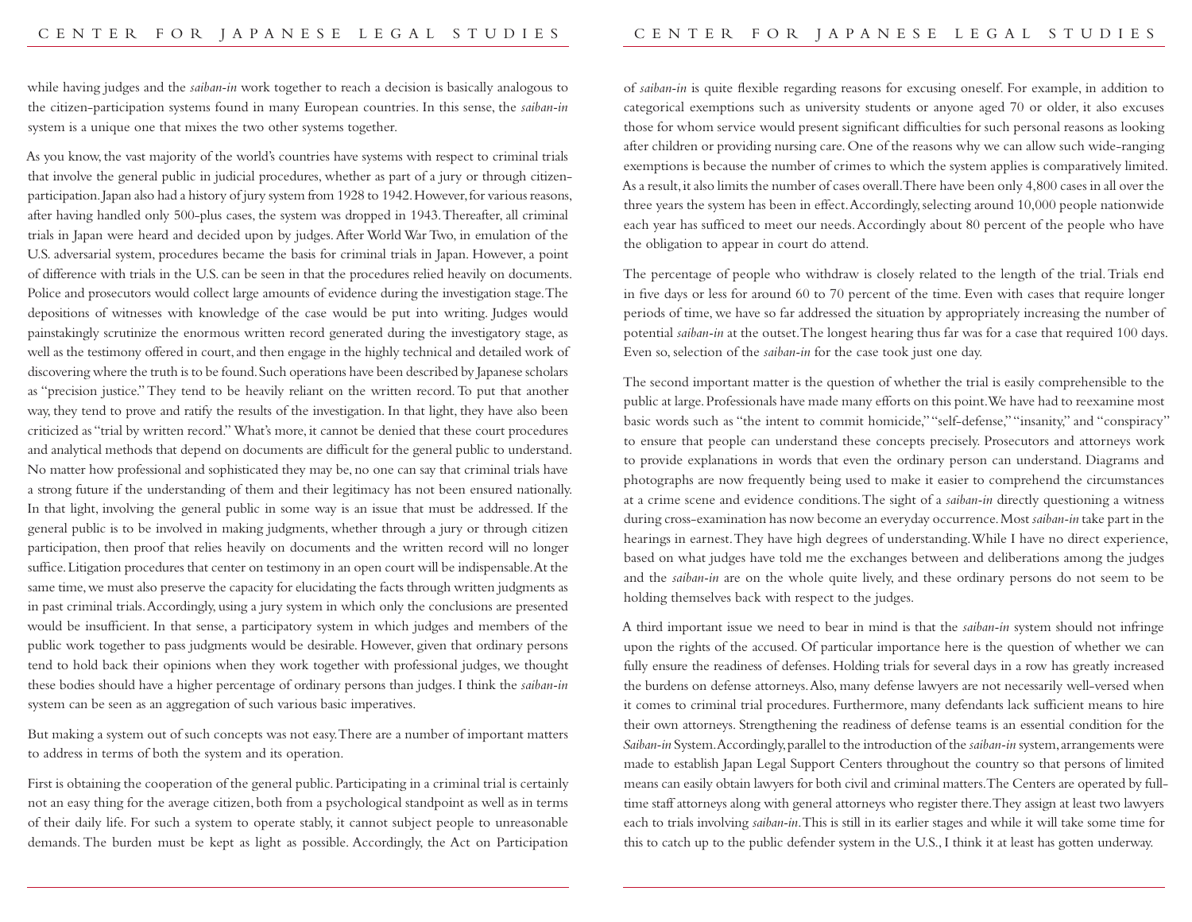while having judges and the *saiban-in* work together to reach a decision is basically analogous to the citizen-participation systems found in many European countries. In this sense, the *saiban-in* system is a unique one that mixes the two other systems together.

As you know, the vast majority of the world's countries have systems with respect to criminal trials that involve the general public in judicial procedures, whether as part of a jury or through citizen-participation. Japan also had a history of jury system from 1928 to 1942. However, for various reasons, after having handled only 500-plus cases, the system was dropped in 1943. Thereafter, all criminal trials in Japan were heard and decided upon by judges. After World War Two, in emulation of the U.S. adversarial system, procedures became the basis for criminal trials in Japan. However, a point of difference with trials in the U.S. can be seen in that the procedures relied heavily on documents. Police and prosecutors would collect large amounts of evidence during the investigation stage. The depositions of witnesses with knowledge of the case would be put into writing. Judges would painstakingly scrutinize the enormous written record generated during the investigatory stage, as well as the testimony offered in court, and then engage in the highly technical and detailed work of discovering where the truth is to be found. Such operations have been described by Japanese scholars as "precision justice." They tend to be heavily reliant on the written record. To put that another way, they tend to prove and ratify the results of the investigation. In that light, they have also been criticized as "trial by written record." What's more, it cannot be denied that these court procedures and analytical methods that depend on documents are difficult for the general public to understand. No matter how professional and sophisticated they may be, no one can say that criminal trials have a strong future if the understanding of them and their legitimacy has not been ensured nationally. In that light, involving the general public in some way is an issue that must be addressed. If the general public is to be involved in making judgments, whether through a jury or through citizen participation, then proof that relies heavily on documents and the written record will no longer suffice. Litigation procedures that center on testimony in an open court will be indispensable. At the same time, we must also preserve the capacity for elucidating the facts through written judgments as in past criminal trials. Accordingly, using a jury system in which only the conclusions are presented would be insufficient. In that sense, a participatory system in which judges and members of the public work together to pass judgments would be desirable. However, given that ordinary persons tend to hold back their opinions when they work together with professional judges, we thought these bodies should have a higher percentage of ordinary persons than judges. I think the *saiban-in* system can be seen as an aggregation of such various basic imperatives.

But making a system out of such concepts was not easy. There are a number of important matters to address in terms of both the system and its operation.

First is obtaining the cooperation of the general public. Participating in a criminal trial is certainly not an easy thing for the average citizen, both from a psychological standpoint as well as in terms of their daily life. For such a system to operate stably, it cannot subject people to unreasonable demands. The burden must be kept as light as possible. Accordingly, the Act on Participation of *saiban-in* is quite flexible regarding reasons for excusing oneself. For example, in addition to categorical exemptions such as university students or anyone aged 70 or older, it also excuses those for whom service would present significant difficulties for such personal reasons as looking after children or providing nursing care. One of the reasons why we can allow such wide-ranging exemptions is because the number of crimes to which the system applies is comparatively limited. As a result, it also limits the number of cases overall. There have been only 4,800 cases in all over the three years the system has been in effect. Accordingly, selecting around 10,000 people nationwide each year has sufficed to meet our needs. Accordingly about 80 percent of the people who have the obligation to appear in court do attend.

The percentage of people who withdraw is closely related to the length of the trial. Trials end in five days or less for around 60 to 70 percent of the time. Even with cases that require longer periods of time, we have so far addressed the situation by appropriately increasing the number of potential *saiban-in* at the outset. The longest hearing thus far was for a case that required 100 days. Even so, selection of the *saiban-in* for the case took just one day.

The second important matter is the question of whether the trial is easily comprehensible to the public at large. Professionals have made many efforts on this point. We have had to reexamine most basic words such as "the intent to commit homicide," "self-defense," "insanity," and "conspiracy" to ensure that people can understand these concepts precisely. Prosecutors and attorneys work to provide explanations in words that even the ordinary person can understand. Diagrams and photographs are now frequently being used to make it easier to comprehend the circumstances at a crime scene and evidence conditions. The sight of a *saiban-in* directly questioning a witness during cross-examination has now become an everyday occurrence. Most *saiban-in* take part in the hearings in earnest. They have high degrees of understanding. While I have no direct experience, based on what judges have told me the exchanges between and deliberations among the judges and the *saiban-in* are on the whole quite lively, and these ordinary persons do not seem to be holding themselves back with respect to the judges.

A third important issue we need to bear in mind is that the *saiban-in* system should not infringe upon the rights of the accused. Of particular importance here is the question of whether we can fully ensure the readiness of defenses. Holding trials for several days in a row has greatly increased the burdens on defense attorneys. Also, many defense lawyers are not necessarily well-versed when it comes to criminal trial procedures. Furthermore, many defendants lack sufficient means to hire their own attorneys. Strengthening the readiness of defense teams is an essential condition for the *Saiban-in* System. Accordingly, parallel to the introduction of the *saiban-in* system, arrangements were made to establish Japan Legal Support Centers throughout the country so that persons of limited means can easily obtain lawyers for both civil and criminal matters. The Centers are operated by full-time staff attorneys along with general attorneys who register there. They assign at least two lawyers each to trials involving *saiban-in*. This is still in its earlier stages and while it will take some time for this to catch up to the public defender system in the U.S., I think it at least has gotten underway.